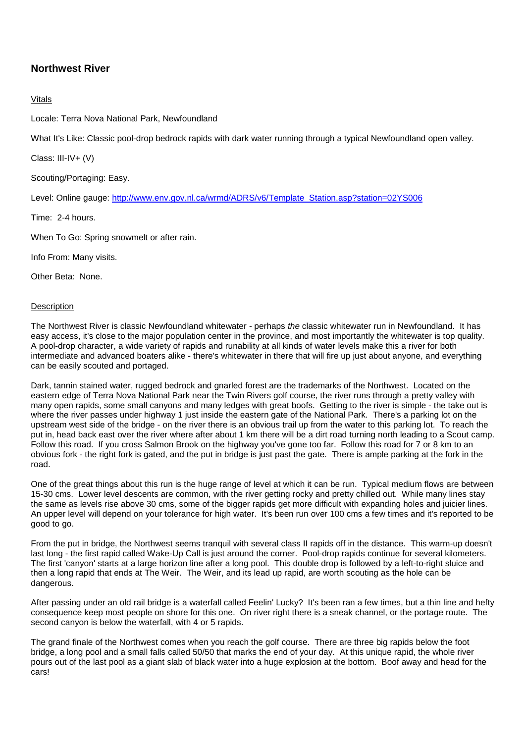# Northwest River

Vitals

Locale: Terra Nova National Park, Newfoundland

What It's Like: Classic pool-drop bedrock rapids with dark water running through a typical Newfoundland open valley.

Class: III-IV+ (V)

Scouting/Portaging: Easy.

Level: Online gauge: [http://www.env.gov.nl.ca/wrmd/ADRS/v6/Template_Station.asp?station=02YS006](http://www.env.gov.nl.ca/wrmd/ADRS/v6/Template_Station.asp?station=02YS006)

Time: 2-4 hours.

When To Go: Spring snowmelt or after rain.

Info From: Many visits.

Other Beta: None.

Description

The Northwest River is classic Newfoundland whitewater - perhaps *the* classic whitewater run in Newfoundland. It has easy access, it's close to the major population center in the province, and most importantly the whitewater is top quality. A pool-drop character, a wide variety of rapids and runability at all kinds of water levels make this a river for both intermediate and advanced boaters alike - there's whitewater in there that will fire up just about anyone, and everything can be easily scouted and portaged.

Dark, tannin stained water, rugged bedrock and gnarled forest are the trademarks of the Northwest. Located on the eastern edge of Terra Nova National Park near the Twin Rivers golf course, the river runs through a pretty valley with many open rapids, some small canyons and many ledges with great boofs. Getting to the river is simple - the take out is where the river passes under highway 1 just inside the eastern gate of the National Park. There's a parking lot on the upstream west side of the bridge - on the river there is an obvious trail up from the water to this parking lot. To reach the put in, head back east over the river where after about 1 km there will be a dirt road turning north leading to a Scout camp. Follow this road. If you cross Salmon Brook on the highway you've gone too far. Follow this road for 7 or 8 km to an obvious fork - the right fork is gated, and the put in bridge is just past the gate. There is ample parking at the fork in the road.

One of the great things about this run is the huge range of level at which it can be run. Typical medium flows are between 15-30 cms. Lower level descents are common, with the river getting rocky and pretty chilled out. While many lines stay the same as levels rise above 30 cms, some of the bigger rapids get more difficult with expanding holes and juicier lines. An upper level will depend on your tolerance for high water. It's been run over 100 cms a few times and it's reported to be good to go.

From the put in bridge, the Northwest seems tranquil with several class II rapids off in the distance. This warm-up doesn't last long - the first rapid called Wake-Up Call is just around the corner. Pool-drop rapids continue for several kilometers. The first 'canyon' starts at a large horizon line after a long pool. This double drop is followed by a left-to-right sluice and then a long rapid that ends at The Weir. The Weir, and its lead up rapid, are worth scouting as the hole can be dangerous.

After passing under an old rail bridge is a waterfall called Feelin' Lucky? It's been ran a few times, but a thin line and hefty consequence keep most people on shore for this one. On river right there is a sneak channel, or the portage route. The second canyon is below the waterfall, with 4 or 5 rapids.

The grand finale of the Northwest comes when you reach the golf course. There are three big rapids below the foot bridge, a long pool and a small falls called 50/50 that marks the end of your day. At this unique rapid, the whole river pours out of the last pool as a giant slab of black water into a huge explosion at the bottom. Boof away and head for the cars!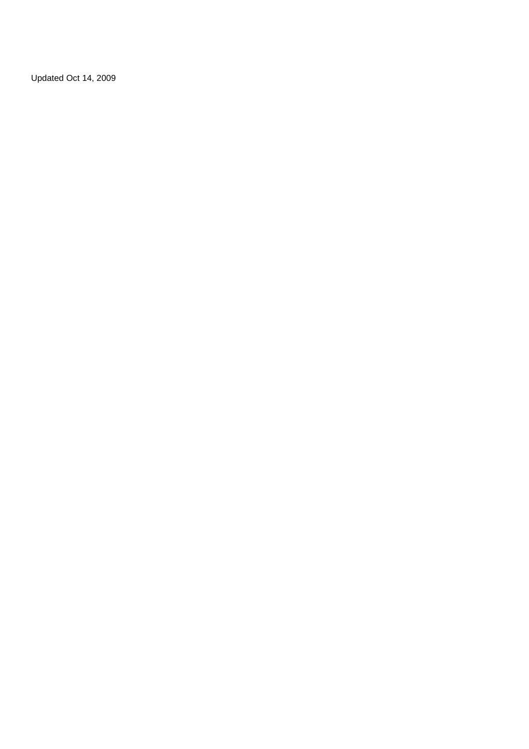Updated Oct 14, 2009